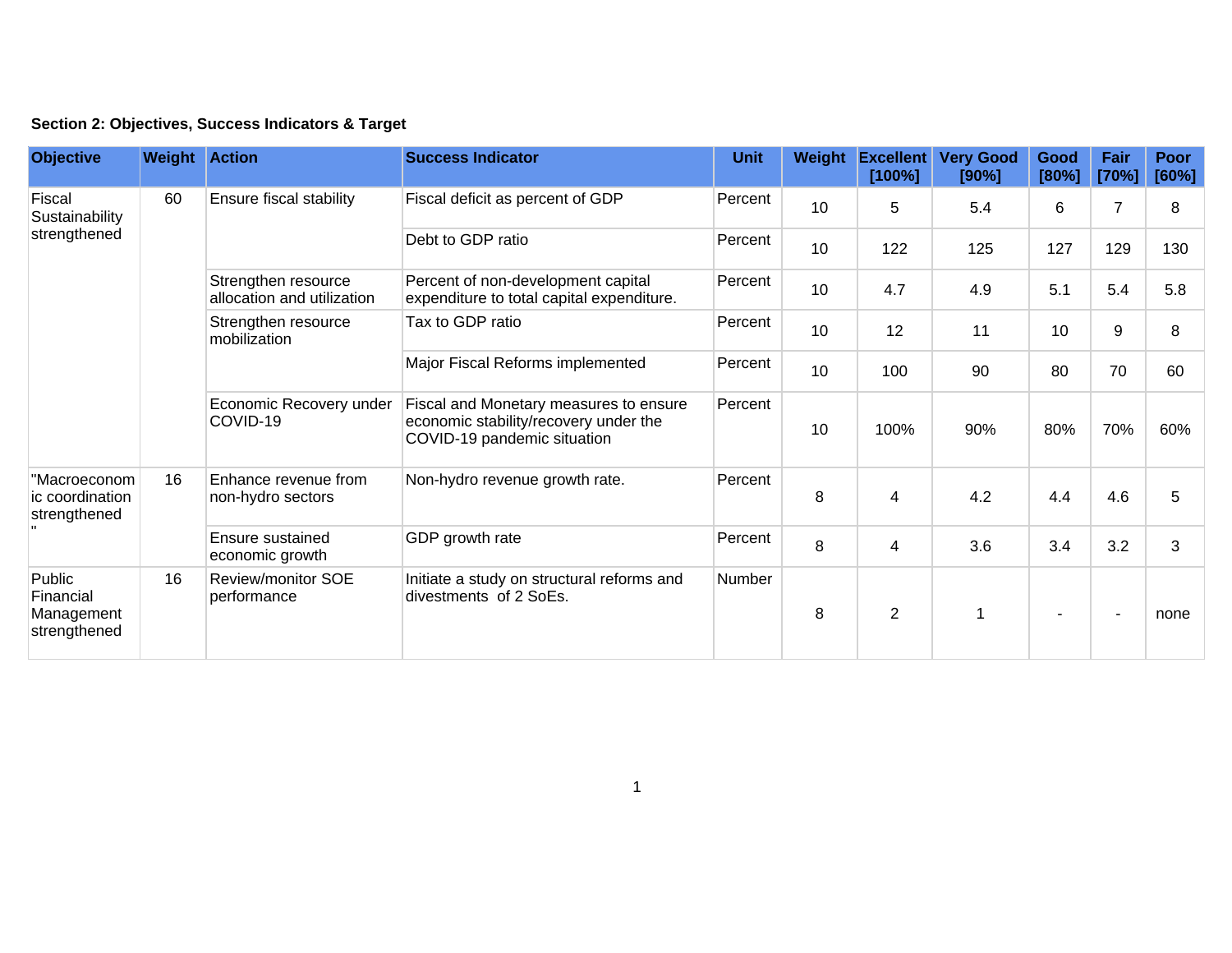**Section 2: Objectives, Success Indicators & Target**

| Objective | Weight | Action | Success Indicator | Unit | Weight | Excellent [100%] | Very Good [90%] | Good [80%] | Fair [70%] | Poor [60%] |
|---|---|---|---|---|---|---|---|---|---|---|
| Fiscal Sustainability strengthened | 60 | Ensure fiscal stability | Fiscal deficit as percent of GDP | Percent | 10 | 5 | 5.4 | 6 | 7 | 8 |
| | | | Debt to GDP ratio | Percent | 10 | 122 | 125 | 127 | 129 | 130 |
| | | Strengthen resource allocation and utilization | Percent of non-development capital expenditure to total capital expenditure. | Percent | 10 | 4.7 | 4.9 | 5.1 | 5.4 | 5.8 |
| | | Strengthen resource mobilization | Tax to GDP ratio | Percent | 10 | 12 | 11 | 10 | 9 | 8 |
| | | | Major Fiscal Reforms implemented | Percent | 10 | 100 | 90 | 80 | 70 | 60 |
| | | Economic Recovery under COVID-19 | Fiscal and Monetary measures to ensure economic stability/recovery under the COVID-19 pandemic situation | Percent | 10 | 100% | 90% | 80% | 70% | 60% |
| "Macroeconomic coordination strengthened " | 16 | Enhance revenue from non-hydro sectors | Non-hydro revenue growth rate. | Percent | 8 | 4 | 4.2 | 4.4 | 4.6 | 5 |
| | | Ensure sustained economic growth | GDP growth rate | Percent | 8 | 4 | 3.6 | 3.4 | 3.2 | 3 |
| Public Financial Management strengthened | 16 | Review/monitor SOE performance | Initiate a study on structural reforms and divestments of 2 SoEs. | Number | 8 | 2 | 1 | - | - | none |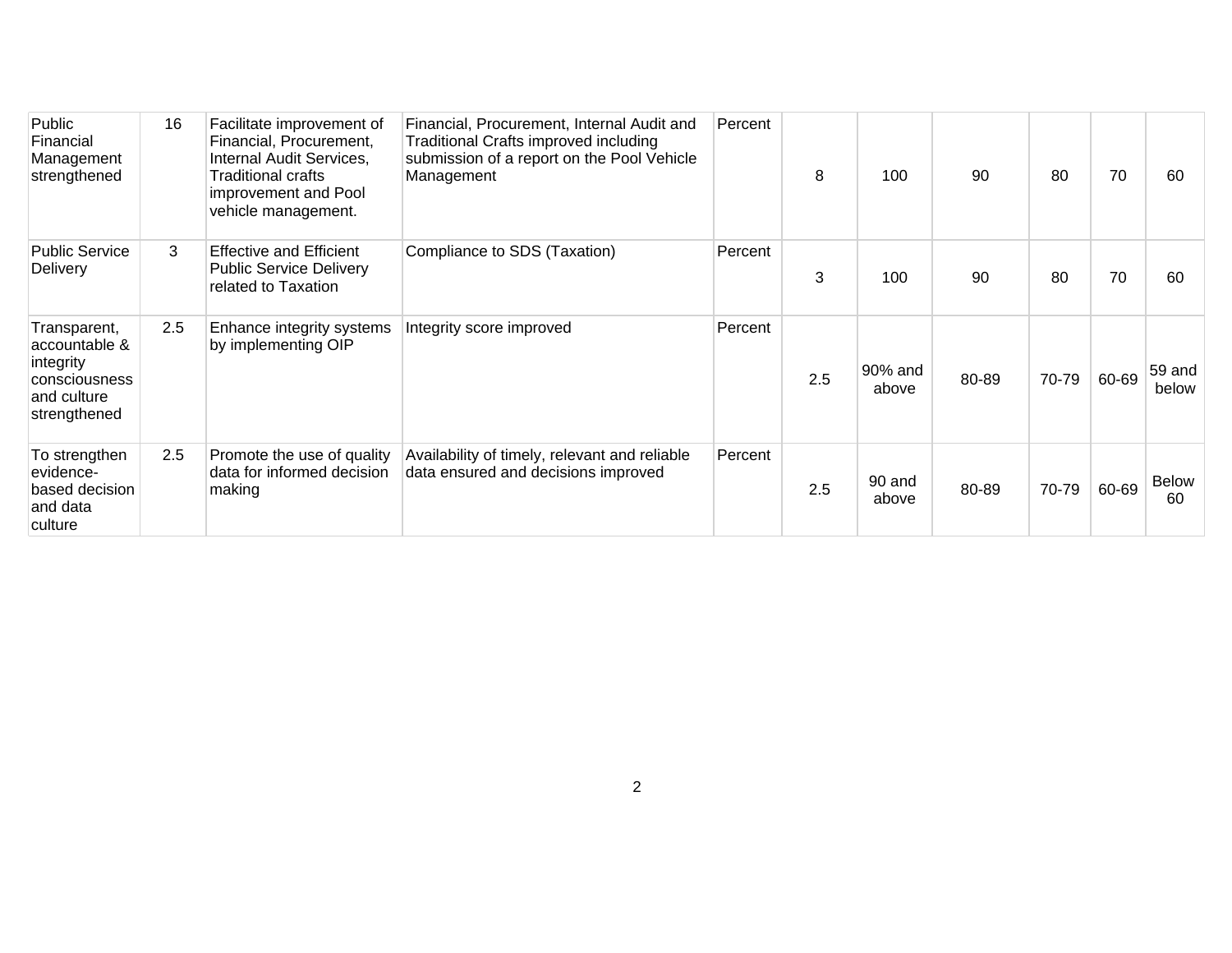| | | | | | | | | | | |
|---|---|---|---|---|---|---|---|---|---|---|
| Public Financial Management strengthened | 16 | Facilitate improvement of Financial, Procurement, Internal Audit Services, Traditional crafts improvement and Pool vehicle management. | Financial, Procurement, Internal Audit and Traditional Crafts improved including submission of a report on the Pool Vehicle Management | Percent | 8 | 100 | 90 | 80 | 70 | 60 |
| Public Service Delivery | 3 | Effective and Efficient Public Service Delivery related to Taxation | Compliance to SDS (Taxation) | Percent | 3 | 100 | 90 | 80 | 70 | 60 |
| Transparent, accountable & integrity consciousness and culture strengthened | 2.5 | Enhance integrity systems by implementing OIP | Integrity score improved | Percent | 2.5 | 90% and above | 80-89 | 70-79 | 60-69 | 59 and below |
| To strengthen evidence-based decision and data culture | 2.5 | Promote the use of quality data for informed decision making | Availability of timely, relevant and reliable data ensured and decisions improved | Percent | 2.5 | 90 and above | 80-89 | 70-79 | 60-69 | Below 60 |